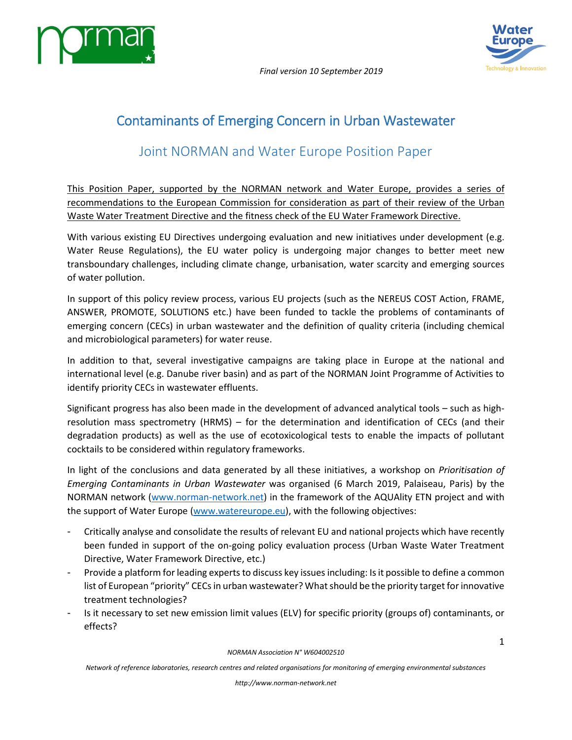*Final version 10 September 2019*

# Contaminants of Emerging Concern in Urban Wastewater

## Joint NORMAN and Water Europe Position Paper

This Position Paper, supported by the NORMAN network and Water Europe, provides a series of recommendations to the European Commission for consideration as part of their review of the Urban Waste Water Treatment Directive and the fitness check of the EU Water Framework Directive.

With various existing EU Directives undergoing evaluation and new initiatives under development (e.g. Water Reuse Regulations), the EU water policy is undergoing major changes to better meet new transboundary challenges, including climate change, urbanisation, water scarcity and emerging sources of water pollution.

In support of this policy review process, various EU projects (such as the NEREUS COST Action, FRAME, ANSWER, PROMOTE, SOLUTIONS etc.) have been funded to tackle the problems of contaminants of emerging concern (CECs) in urban wastewater and the definition of quality criteria (including chemical and microbiological parameters) for water reuse.

In addition to that, several investigative campaigns are taking place in Europe at the national and international level (e.g. Danube river basin) and as part of the NORMAN Joint Programme of Activities to identify priority CECs in wastewater effluents.

Significant progress has also been made in the development of advanced analytical tools – such as high-resolution mass spectrometry (HRMS) – for the determination and identification of CECs (and their degradation products) as well as the use of ecotoxicological tests to enable the impacts of pollutant cocktails to be considered within regulatory frameworks.

In light of the conclusions and data generated by all these initiatives, a workshop on *Prioritisation of Emerging Contaminants in Urban Wastewater* was organised (6 March 2019, Palaiseau, Paris) by the NORMAN network (www.norman-network.net) in the framework of the AQUAlity ETN project and with the support of Water Europe (www.watereurope.eu), with the following objectives:

- Critically analyse and consolidate the results of relevant EU and national projects which have recently been funded in support of the on-going policy evaluation process (Urban Waste Water Treatment Directive, Water Framework Directive, etc.)
- Provide a platform for leading experts to discuss key issues including: Is it possible to define a common list of European "priority" CECs in urban wastewater? What should be the priority target for innovative treatment technologies?
- Is it necessary to set new emission limit values (ELV) for specific priority (groups of) contaminants, or effects?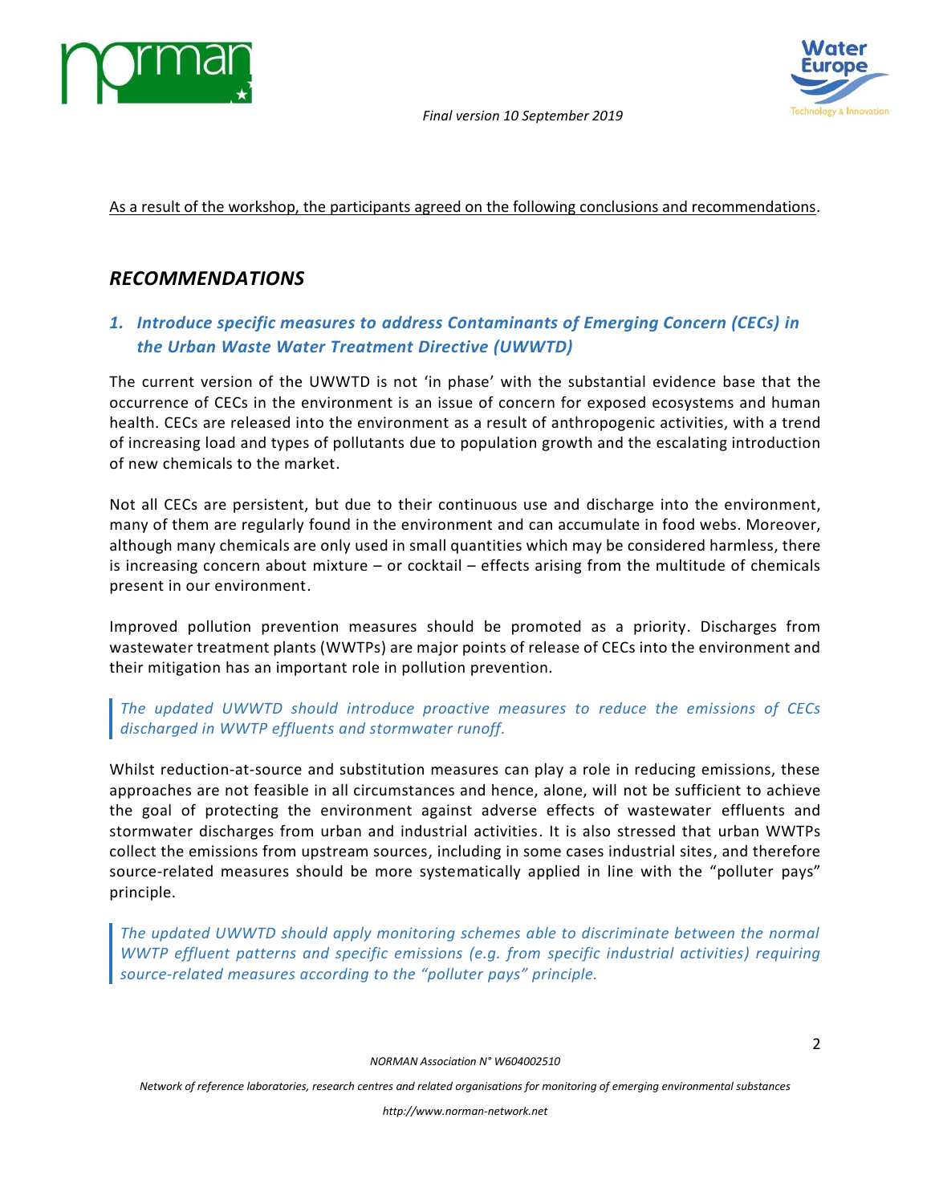As a result of the workshop, the participants agreed on the following conclusions and recommendations.

## *RECOMMENDATIONS*

### *1. Introduce specific measures to address Contaminants of Emerging Concern (CECs) in the Urban Waste Water Treatment Directive (UWWTD)*

The current version of the UWWTD is not 'in phase' with the substantial evidence base that the occurrence of CECs in the environment is an issue of concern for exposed ecosystems and human health. CECs are released into the environment as a result of anthropogenic activities, with a trend of increasing load and types of pollutants due to population growth and the escalating introduction of new chemicals to the market.

Not all CECs are persistent, but due to their continuous use and discharge into the environment, many of them are regularly found in the environment and can accumulate in food webs. Moreover, although many chemicals are only used in small quantities which may be considered harmless, there is increasing concern about mixture – or cocktail – effects arising from the multitude of chemicals present in our environment.

Improved pollution prevention measures should be promoted as a priority. Discharges from wastewater treatment plants (WWTPs) are major points of release of CECs into the environment and their mitigation has an important role in pollution prevention.

> *The updated UWWTD should introduce proactive measures to reduce the emissions of CECs discharged in WWTP effluents and stormwater runoff.*

Whilst reduction-at-source and substitution measures can play a role in reducing emissions, these approaches are not feasible in all circumstances and hence, alone, will not be sufficient to achieve the goal of protecting the environment against adverse effects of wastewater effluents and stormwater discharges from urban and industrial activities. It is also stressed that urban WWTPs collect the emissions from upstream sources, including in some cases industrial sites, and therefore source-related measures should be more systematically applied in line with the "polluter pays" principle.

> *The updated UWWTD should apply monitoring schemes able to discriminate between the normal WWTP effluent patterns and specific emissions (e.g. from specific industrial activities) requiring source-related measures according to the "polluter pays" principle.*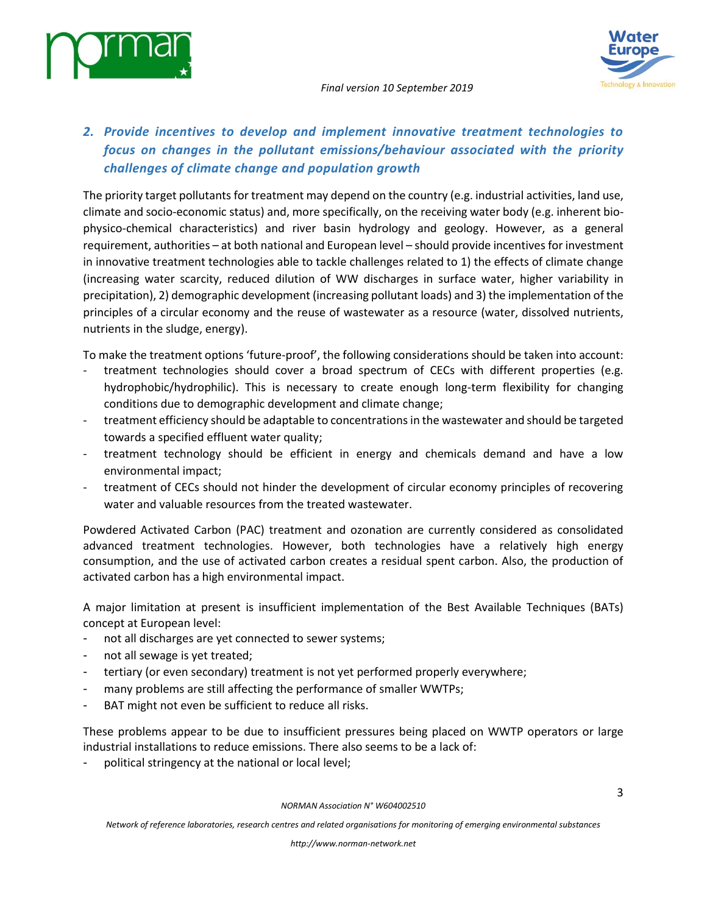## *2. Provide incentives to develop and implement innovative treatment technologies to focus on changes in the pollutant emissions/behaviour associated with the priority challenges of climate change and population growth*

The priority target pollutants for treatment may depend on the country (e.g. industrial activities, land use, climate and socio-economic status) and, more specifically, on the receiving water body (e.g. inherent bio-physico-chemical characteristics) and river basin hydrology and geology. However, as a general requirement, authorities – at both national and European level – should provide incentives for investment in innovative treatment technologies able to tackle challenges related to 1) the effects of climate change (increasing water scarcity, reduced dilution of WW discharges in surface water, higher variability in precipitation), 2) demographic development (increasing pollutant loads) and 3) the implementation of the principles of a circular economy and the reuse of wastewater as a resource (water, dissolved nutrients, nutrients in the sludge, energy).

To make the treatment options 'future-proof', the following considerations should be taken into account:

- treatment technologies should cover a broad spectrum of CECs with different properties (e.g. hydrophobic/hydrophilic). This is necessary to create enough long-term flexibility for changing conditions due to demographic development and climate change;
- treatment efficiency should be adaptable to concentrations in the wastewater and should be targeted towards a specified effluent water quality;
- treatment technology should be efficient in energy and chemicals demand and have a low environmental impact;
- treatment of CECs should not hinder the development of circular economy principles of recovering water and valuable resources from the treated wastewater.

Powdered Activated Carbon (PAC) treatment and ozonation are currently considered as consolidated advanced treatment technologies. However, both technologies have a relatively high energy consumption, and the use of activated carbon creates a residual spent carbon. Also, the production of activated carbon has a high environmental impact.

A major limitation at present is insufficient implementation of the Best Available Techniques (BATs) concept at European level:

- not all discharges are yet connected to sewer systems;
- not all sewage is yet treated;
- tertiary (or even secondary) treatment is not yet performed properly everywhere;
- many problems are still affecting the performance of smaller WWTPs;
- BAT might not even be sufficient to reduce all risks.

These problems appear to be due to insufficient pressures being placed on WWTP operators or large industrial installations to reduce emissions. There also seems to be a lack of:

- political stringency at the national or local level;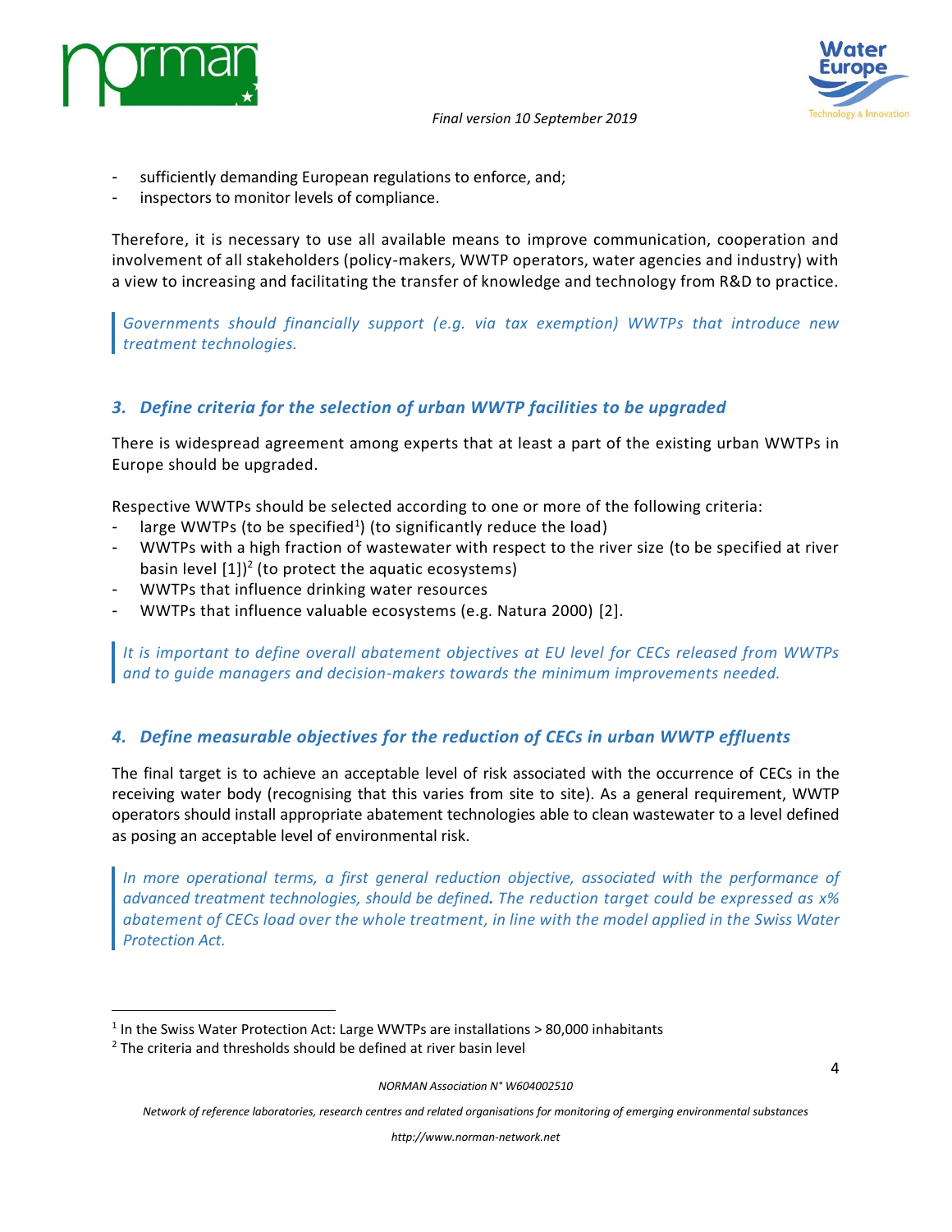- sufficiently demanding European regulations to enforce, and;
- inspectors to monitor levels of compliance.

Therefore, it is necessary to use all available means to improve communication, cooperation and involvement of all stakeholders (policy-makers, WWTP operators, water agencies and industry) with a view to increasing and facilitating the transfer of knowledge and technology from R&D to practice.

> *Governments should financially support (e.g. via tax exemption) WWTPs that introduce new treatment technologies.*

### *3. Define criteria for the selection of urban WWTP facilities to be upgraded*

There is widespread agreement among experts that at least a part of the existing urban WWTPs in Europe should be upgraded.

Respective WWTPs should be selected according to one or more of the following criteria:

- large WWTPs (to be specified[1]) (to significantly reduce the load)
- WWTPs with a high fraction of wastewater with respect to the river size (to be specified at river basin level [1])[2] (to protect the aquatic ecosystems)
- WWTPs that influence drinking water resources
- WWTPs that influence valuable ecosystems (e.g. Natura 2000) [2].

> *It is important to define overall abatement objectives at EU level for CECs released from WWTPs and to guide managers and decision-makers towards the minimum improvements needed.*

### *4. Define measurable objectives for the reduction of CECs in urban WWTP effluents*

The final target is to achieve an acceptable level of risk associated with the occurrence of CECs in the receiving water body (recognising that this varies from site to site). As a general requirement, WWTP operators should install appropriate abatement technologies able to clean wastewater to a level defined as posing an acceptable level of environmental risk.

> *In more operational terms, a first general reduction objective, associated with the performance of advanced treatment technologies, should be defined.* ***.*** *The reduction target could be expressed as x% abatement of CECs load over the whole treatment, in line with the model applied in the Swiss Water Protection Act.*

---

[1] In the Swiss Water Protection Act: Large WWTPs are installations > 80,000 inhabitants

[2] The criteria and thresholds should be defined at river basin level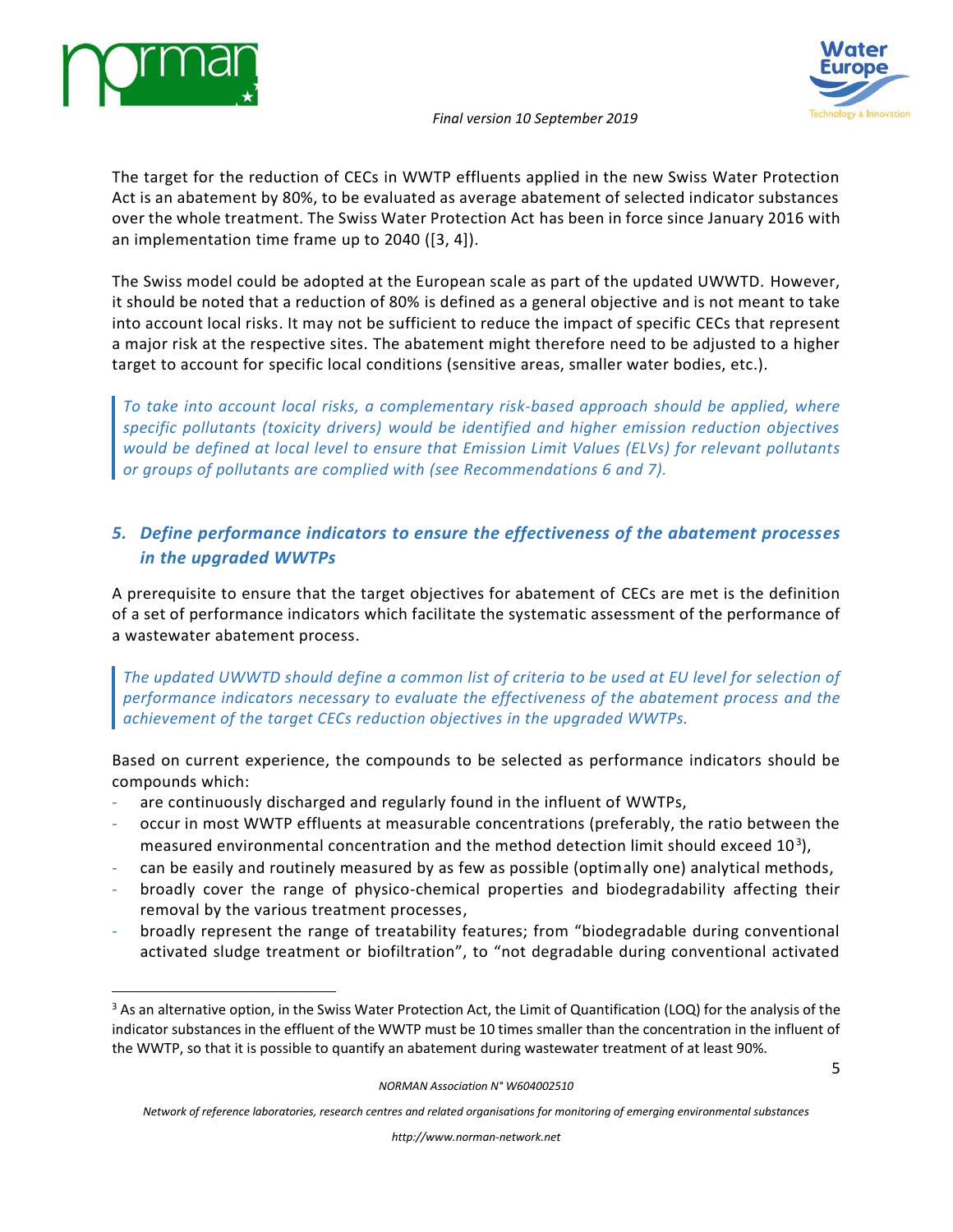The target for the reduction of CECs in WWTP effluents applied in the new Swiss Water Protection Act is an abatement by 80%, to be evaluated as average abatement of selected indicator substances over the whole treatment. The Swiss Water Protection Act has been in force since January 2016 with an implementation time frame up to 2040 ([3, 4]).

The Swiss model could be adopted at the European scale as part of the updated UWWTD. However, it should be noted that a reduction of 80% is defined as a general objective and is not meant to take into account local risks. It may not be sufficient to reduce the impact of specific CECs that represent a major risk at the respective sites. The abatement might therefore need to be adjusted to a higher target to account for specific local conditions (sensitive areas, smaller water bodies, etc.).

> *To take into account local risks, a complementary risk-based approach should be applied, where specific pollutants (toxicity drivers) would be identified and higher emission reduction objectives would be defined at local level to ensure that Emission Limit Values (ELVs) for relevant pollutants or groups of pollutants are complied with (see Recommendations 6 and 7).*

## *5. Define performance indicators to ensure the effectiveness of the abatement processes in the upgraded WWTPs*

A prerequisite to ensure that the target objectives for abatement of CECs are met is the definition of a set of performance indicators which facilitate the systematic assessment of the performance of a wastewater abatement process.

> *The updated UWWTD should define a common list of criteria to be used at EU level for selection of performance indicators necessary to evaluate the effectiveness of the abatement process and the achievement of the target CECs reduction objectives in the upgraded WWTPs.*

Based on current experience, the compounds to be selected as performance indicators should be compounds which:

- are continuously discharged and regularly found in the influent of WWTPs,
- occur in most WWTP effluents at measurable concentrations (preferably, the ratio between the measured environmental concentration and the method detection limit should exceed 10[3]),
- can be easily and routinely measured by as few as possible (optimally one) analytical methods,
- broadly cover the range of physico-chemical properties and biodegradability affecting their removal by the various treatment processes,
- broadly represent the range of treatability features; from "biodegradable during conventional activated sludge treatment or biofiltration", to "not degradable during conventional activated

[3] As an alternative option, in the Swiss Water Protection Act, the Limit of Quantification (LOQ) for the analysis of the indicator substances in the effluent of the WWTP must be 10 times smaller than the concentration in the influent of the WWTP, so that it is possible to quantify an abatement during wastewater treatment of at least 90%.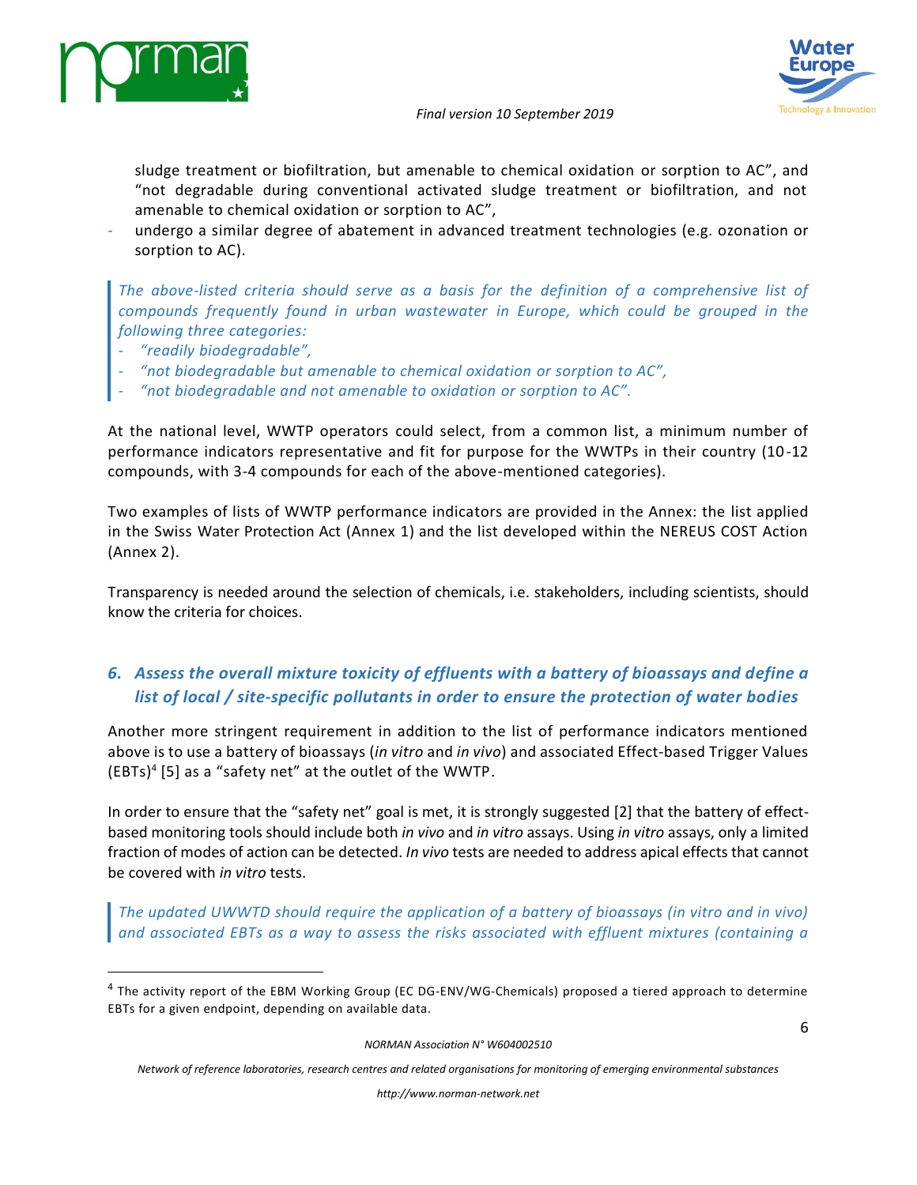sludge treatment or biofiltration, but amenable to chemical oxidation or sorption to AC", and "not degradable during conventional activated sludge treatment or biofiltration, and not amenable to chemical oxidation or sorption to AC",
- undergo a similar degree of abatement in advanced treatment technologies (e.g. ozonation or sorption to AC).

> *The above-listed criteria should serve as a basis for the definition of a comprehensive list of compounds frequently found in urban wastewater in Europe, which could be grouped in the following three categories:*
> - *"readily biodegradable",*
> - *"not biodegradable but amenable to chemical oxidation or sorption to AC",*
> - *"not biodegradable and not amenable to oxidation or sorption to AC".*

At the national level, WWTP operators could select, from a common list, a minimum number of performance indicators representative and fit for purpose for the WWTPs in their country (10-12 compounds, with 3-4 compounds for each of the above-mentioned categories).

Two examples of lists of WWTP performance indicators are provided in the Annex: the list applied in the Swiss Water Protection Act (Annex 1) and the list developed within the NEREUS COST Action (Annex 2).

Transparency is needed around the selection of chemicals, i.e. stakeholders, including scientists, should know the criteria for choices.

## 6. Assess the overall mixture toxicity of effluents with a battery of bioassays and define a list of local / site-specific pollutants in order to ensure the protection of water bodies

Another more stringent requirement in addition to the list of performance indicators mentioned above is to use a battery of bioassays (*in vitro* and *in vivo*) and associated Effect-based Trigger Values (EBTs)[4] [5] as a "safety net" at the outlet of the WWTP.

In order to ensure that the "safety net" goal is met, it is strongly suggested [2] that the battery of effect-based monitoring tools should include both *in vivo* and *in vitro* assays. Using *in vitro* assays, only a limited fraction of modes of action can be detected. *In vivo* tests are needed to address apical effects that cannot be covered with *in vitro* tests.

> *The updated UWWTD should require the application of a battery of bioassays (in vitro and in vivo) and associated EBTs as a way to assess the risks associated with effluent mixtures (containing a*

[4] The activity report of the EBM Working Group (EC DG-ENV/WG-Chemicals) proposed a tiered approach to determine EBTs for a given endpoint, depending on available data.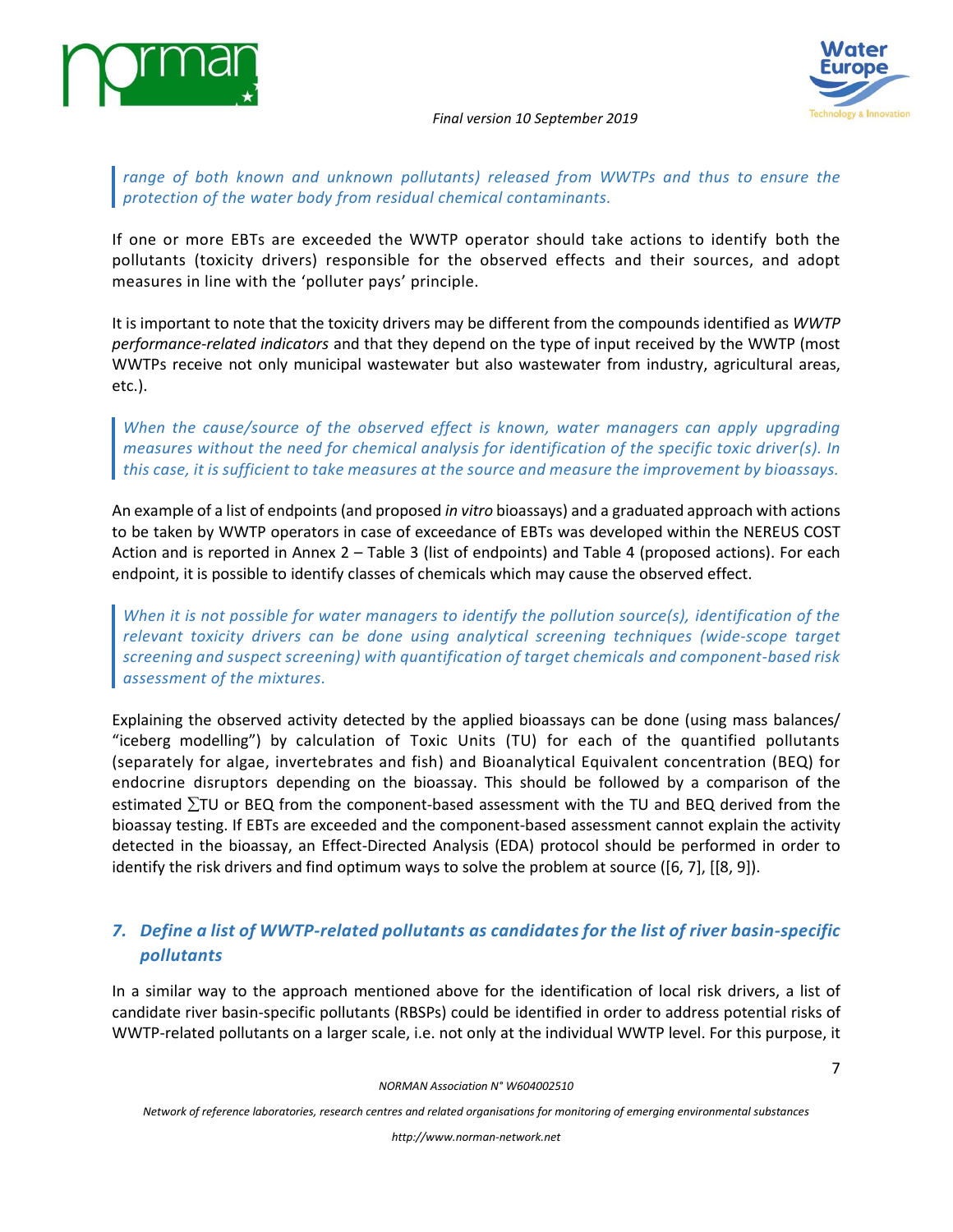*range of both known and unknown pollutants) released from WWTPs and thus to ensure the protection of the water body from residual chemical contaminants.*

If one or more EBTs are exceeded the WWTP operator should take actions to identify both the pollutants (toxicity drivers) responsible for the observed effects and their sources, and adopt measures in line with the 'polluter pays' principle.

It is important to note that the toxicity drivers may be different from the compounds identified as *WWTP performance-related indicators* and that they depend on the type of input received by the WWTP (most WWTPs receive not only municipal wastewater but also wastewater from industry, agricultural areas, etc.).

*When the cause/source of the observed effect is known, water managers can apply upgrading measures without the need for chemical analysis for identification of the specific toxic driver(s). In this case, it is sufficient to take measures at the source and measure the improvement by bioassays.*

An example of a list of endpoints (and proposed *in vitro* bioassays) and a graduated approach with actions to be taken by WWTP operators in case of exceedance of EBTs was developed within the NEREUS COST Action and is reported in Annex 2 – Table 3 (list of endpoints) and Table 4 (proposed actions). For each endpoint, it is possible to identify classes of chemicals which may cause the observed effect.

*When it is not possible for water managers to identify the pollution source(s), identification of the relevant toxicity drivers can be done using analytical screening techniques (wide-scope target screening and suspect screening) with quantification of target chemicals and component-based risk assessment of the mixtures.*

Explaining the observed activity detected by the applied bioassays can be done (using mass balances/ "iceberg modelling") by calculation of Toxic Units (TU) for each of the quantified pollutants (separately for algae, invertebrates and fish) and Bioanalytical Equivalent concentration (BEQ) for endocrine disruptors depending on the bioassay. This should be followed by a comparison of the estimated $\sum$TU or BEQ from the component-based assessment with the TU and BEQ derived from the bioassay testing. If EBTs are exceeded and the component-based assessment cannot explain the activity detected in the bioassay, an Effect-Directed Analysis (EDA) protocol should be performed in order to identify the risk drivers and find optimum ways to solve the problem at source ([6, 7], [[8, 9]).

## 7. Define a list of WWTP-related pollutants as candidates for the list of river basin-specific pollutants

In a similar way to the approach mentioned above for the identification of local risk drivers, a list of candidate river basin-specific pollutants (RBSPs) could be identified in order to address potential risks of WWTP-related pollutants on a larger scale, i.e. not only at the individual WWTP level. For this purpose, it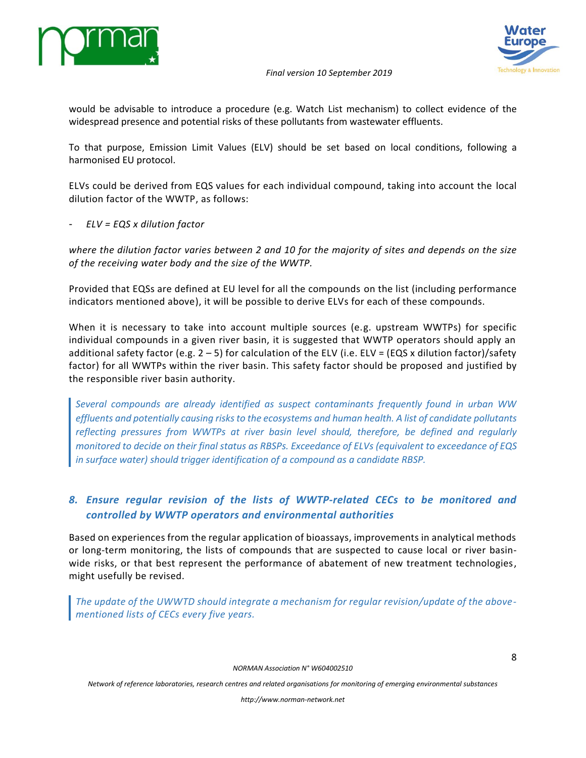would be advisable to introduce a procedure (e.g. Watch List mechanism) to collect evidence of the widespread presence and potential risks of these pollutants from wastewater effluents.

To that purpose, Emission Limit Values (ELV) should be set based on local conditions, following a harmonised EU protocol.

ELVs could be derived from EQS values for each individual compound, taking into account the local dilution factor of the WWTP, as follows:

- *ELV = EQS x dilution factor*

*where the dilution factor varies between 2 and 10 for the majority of sites and depends on the size of the receiving water body and the size of the WWTP.*

Provided that EQSs are defined at EU level for all the compounds on the list (including performance indicators mentioned above), it will be possible to derive ELVs for each of these compounds.

When it is necessary to take into account multiple sources (e.g. upstream WWTPs) for specific individual compounds in a given river basin, it is suggested that WWTP operators should apply an additional safety factor (e.g. 2 – 5) for calculation of the ELV (i.e. ELV = (EQS x dilution factor)/safety factor) for all WWTPs within the river basin. This safety factor should be proposed and justified by the responsible river basin authority.

> *Several compounds are already identified as suspect contaminants frequently found in urban WW effluents and potentially causing risks to the ecosystems and human health. A list of candidate pollutants reflecting pressures from WWTPs at river basin level should, therefore, be defined and regularly monitored to decide on their final status as RBSPs. Exceedance of ELVs (equivalent to exceedance of EQS in surface water) should trigger identification of a compound as a candidate RBSP.*

## *8. Ensure regular revision of the lists of WWTP-related CECs to be monitored and controlled by WWTP operators and environmental authorities*

Based on experiences from the regular application of bioassays, improvements in analytical methods or long-term monitoring, the lists of compounds that are suspected to cause local or river basin-wide risks, or that best represent the performance of abatement of new treatment technologies, might usefully be revised.

> *The update of the UWWTD should integrate a mechanism for regular revision/update of the above-mentioned lists of CECs every five years.*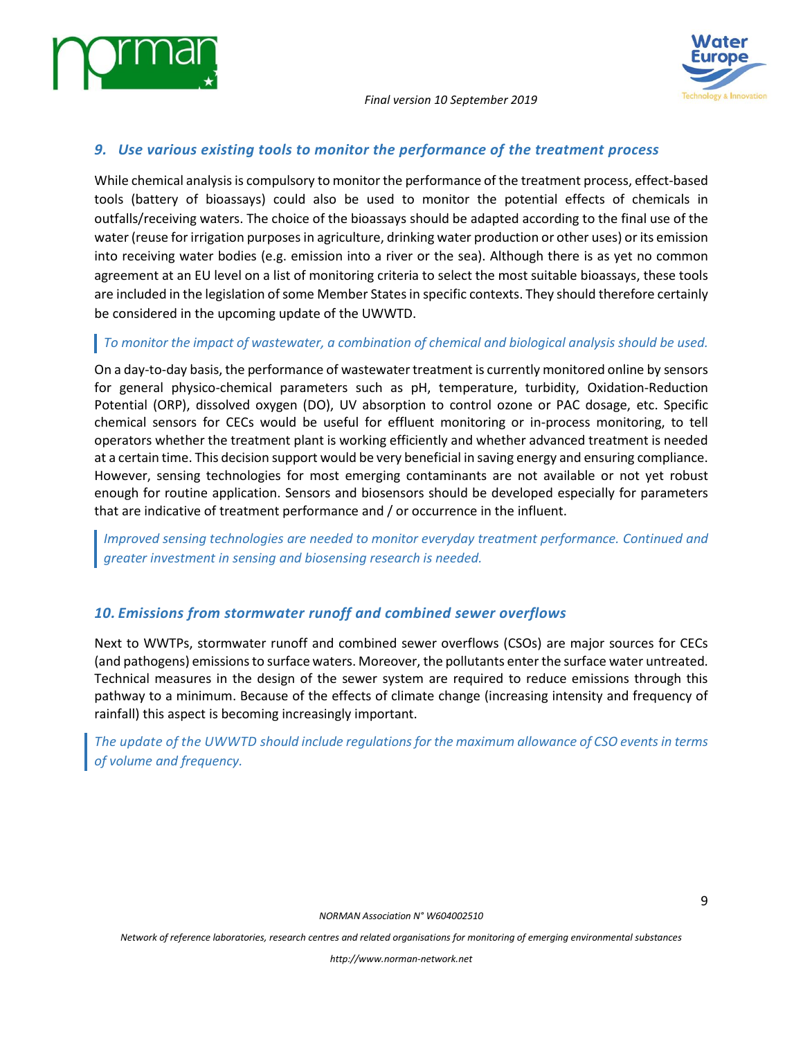## *9. Use various existing tools to monitor the performance of the treatment process*

While chemical analysis is compulsory to monitor the performance of the treatment process, effect-based tools (battery of bioassays) could also be used to monitor the potential effects of chemicals in outfalls/receiving waters. The choice of the bioassays should be adapted according to the final use of the water (reuse for irrigation purposes in agriculture, drinking water production or other uses) or its emission into receiving water bodies (e.g. emission into a river or the sea). Although there is as yet no common agreement at an EU level on a list of monitoring criteria to select the most suitable bioassays, these tools are included in the legislation of some Member States in specific contexts. They should therefore certainly be considered in the upcoming update of the UWWTD.

> *To monitor the impact of wastewater, a combination of chemical and biological analysis should be used.*

On a day-to-day basis, the performance of wastewater treatment is currently monitored online by sensors for general physico-chemical parameters such as pH, temperature, turbidity, Oxidation-Reduction Potential (ORP), dissolved oxygen (DO), UV absorption to control ozone or PAC dosage, etc. Specific chemical sensors for CECs would be useful for effluent monitoring or in-process monitoring, to tell operators whether the treatment plant is working efficiently and whether advanced treatment is needed at a certain time. This decision support would be very beneficial in saving energy and ensuring compliance. However, sensing technologies for most emerging contaminants are not available or not yet robust enough for routine application. Sensors and biosensors should be developed especially for parameters that are indicative of treatment performance and / or occurrence in the influent.

> *Improved sensing technologies are needed to monitor everyday treatment performance. Continued and greater investment in sensing and biosensing research is needed.*

## *10. Emissions from stormwater runoff and combined sewer overflows*

Next to WWTPs, stormwater runoff and combined sewer overflows (CSOs) are major sources for CECs (and pathogens) emissions to surface waters. Moreover, the pollutants enter the surface water untreated. Technical measures in the design of the sewer system are required to reduce emissions through this pathway to a minimum. Because of the effects of climate change (increasing intensity and frequency of rainfall) this aspect is becoming increasingly important.

> *The update of the UWWTD should include regulations for the maximum allowance of CSO events in terms of volume and frequency.*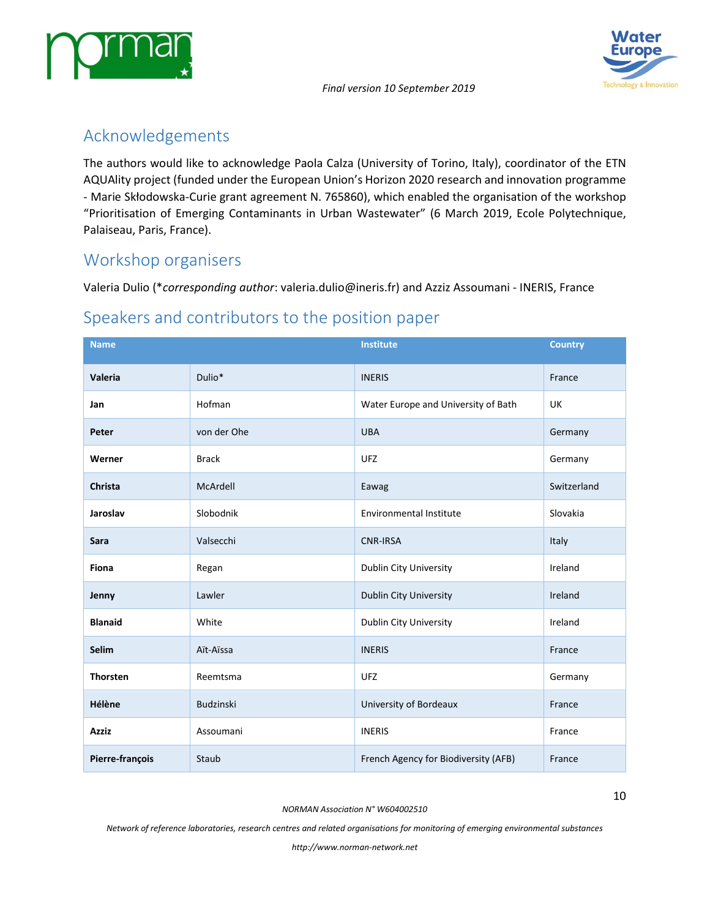## Acknowledgements

The authors would like to acknowledge Paola Calza (University of Torino, Italy), coordinator of the ETN AQUAlity project (funded under the European Union's Horizon 2020 research and innovation programme - Marie Skłodowska-Curie grant agreement N. 765860), which enabled the organisation of the workshop "Prioritisation of Emerging Contaminants in Urban Wastewater" (6 March 2019, Ecole Polytechnique, Palaiseau, Paris, France).

## Workshop organisers

Valeria Dulio (**corresponding author*: valeria.dulio@ineris.fr) and Azziz Assoumani - INERIS, France

## Speakers and contributors to the position paper

| Name | | Institute | Country |
|---|---|---|---|
| **Valeria** | Dulio* | INERIS | France |
| **Jan** | Hofman | Water Europe and University of Bath | UK |
| **Peter** | von der Ohe | UBA | Germany |
| **Werner** | Brack | UFZ | Germany |
| **Christa** | McArdell | Eawag | Switzerland |
| **Jaroslav** | Slobodnik | Environmental Institute | Slovakia |
| **Sara** | Valsecchi | CNR-IRSA | Italy |
| **Fiona** | Regan | Dublin City University | Ireland |
| **Jenny** | Lawler | Dublin City University | Ireland |
| **Blanaid** | White | Dublin City University | Ireland |
| **Selim** | Aït-Aïssa | INERIS | France |
| **Thorsten** | Reemtsma | UFZ | Germany |
| **Hélène** | Budzinski | University of Bordeaux | France |
| **Azziz** | Assoumani | INERIS | France |
| **Pierre-françois** | Staub | French Agency for Biodiversity (AFB) | France |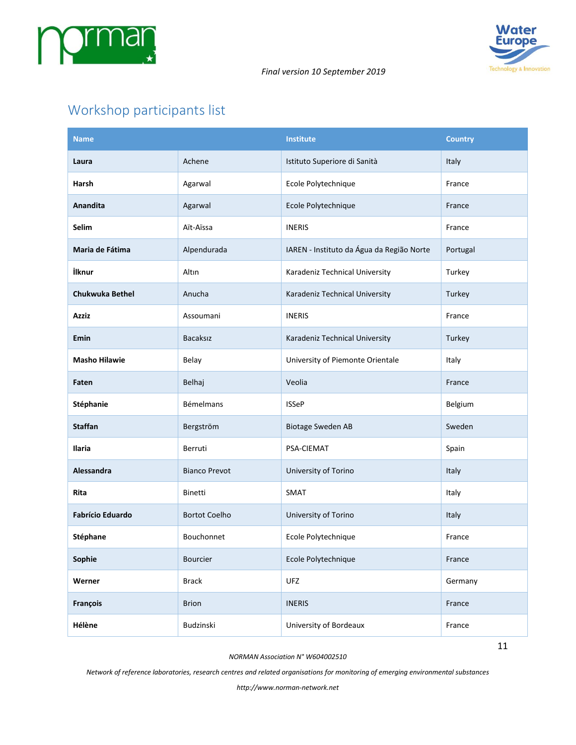## Workshop participants list

| Name | | Institute | Country |
|---|---|---|---|
| **Laura** | Achene | Istituto Superiore di Sanità | Italy |
| **Harsh** | Agarwal | Ecole Polytechnique | France |
| **Anandita** | Agarwal | Ecole Polytechnique | France |
| **Selim** | Aït-Aïssa | INERIS | France |
| **Maria de Fátima** | Alpendurada | IAREN - Instituto da Água da Região Norte | Portugal |
| **İlknur** | Altın | Karadeniz Technical University | Turkey |
| **Chukwuka Bethel** | Anucha | Karadeniz Technical University | Turkey |
| **Azziz** | Assoumani | INERIS | France |
| **Emin** | Bacaksız | Karadeniz Technical University | Turkey |
| **Masho Hilawie** | Belay | University of Piemonte Orientale | Italy |
| **Faten** | Belhaj | Veolia | France |
| **Stéphanie** | Bémelmans | ISSeP | Belgium |
| **Staffan** | Bergström | Biotage Sweden AB | Sweden |
| **Ilaria** | Berruti | PSA-CIEMAT | Spain |
| **Alessandra** | Bianco Prevot | University of Torino | Italy |
| **Rita** | Binetti | SMAT | Italy |
| **Fabrício Eduardo** | Bortot Coelho | University of Torino | Italy |
| **Stéphane** | Bouchonnet | Ecole Polytechnique | France |
| **Sophie** | Bourcier | Ecole Polytechnique | France |
| **Werner** | Brack | UFZ | Germany |
| **François** | Brion | INERIS | France |
| **Hélène** | Budzinski | University of Bordeaux | France |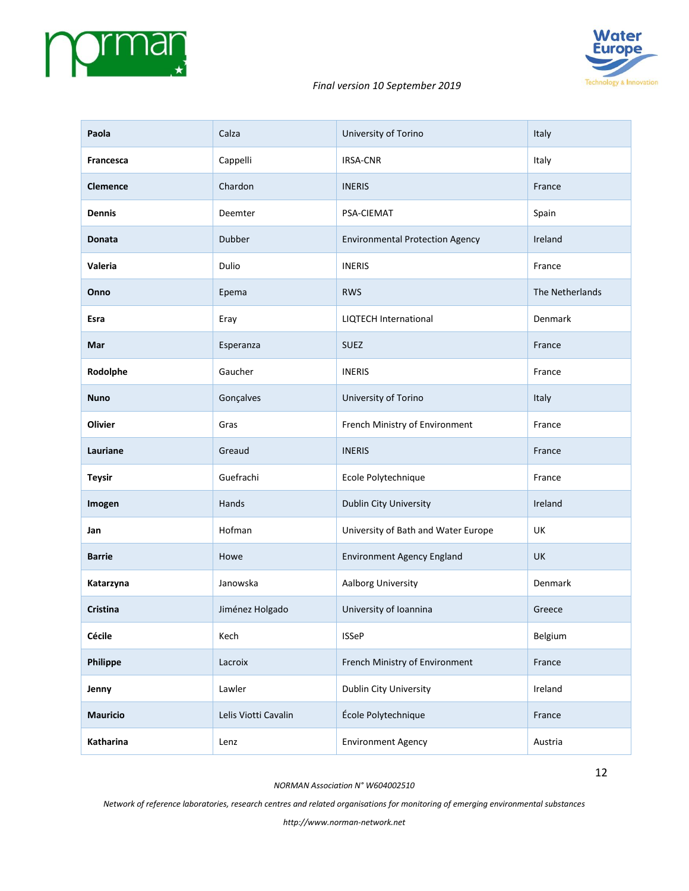| | | | |
|---|---|---|---|
| **Paola** | Calza | University of Torino | Italy |
| **Francesca** | Cappelli | IRSA-CNR | Italy |
| **Clemence** | Chardon | INERIS | France |
| **Dennis** | Deemter | PSA-CIEMAT | Spain |
| **Donata** | Dubber | Environmental Protection Agency | Ireland |
| **Valeria** | Dulio | INERIS | France |
| **Onno** | Epema | RWS | The Netherlands |
| **Esra** | Eray | LIQTECH International | Denmark |
| **Mar** | Esperanza | SUEZ | France |
| **Rodolphe** | Gaucher | INERIS | France |
| **Nuno** | Gonçalves | University of Torino | Italy |
| **Olivier** | Gras | French Ministry of Environment | France |
| **Lauriane** | Greaud | INERIS | France |
| **Teysir** | Guefrachi | Ecole Polytechnique | France |
| **Imogen** | Hands | Dublin City University | Ireland |
| **Jan** | Hofman | University of Bath and Water Europe | UK |
| **Barrie** | Howe | Environment Agency England | UK |
| **Katarzyna** | Janowska | Aalborg University | Denmark |
| **Cristina** | Jiménez Holgado | University of Ioannina | Greece |
| **Cécile** | Kech | ISSeP | Belgium |
| **Philippe** | Lacroix | French Ministry of Environment | France |
| **Jenny** | Lawler | Dublin City University | Ireland |
| **Mauricio** | Lelis Viotti Cavalin | École Polytechnique | France |
| **Katharina** | Lenz | Environment Agency | Austria |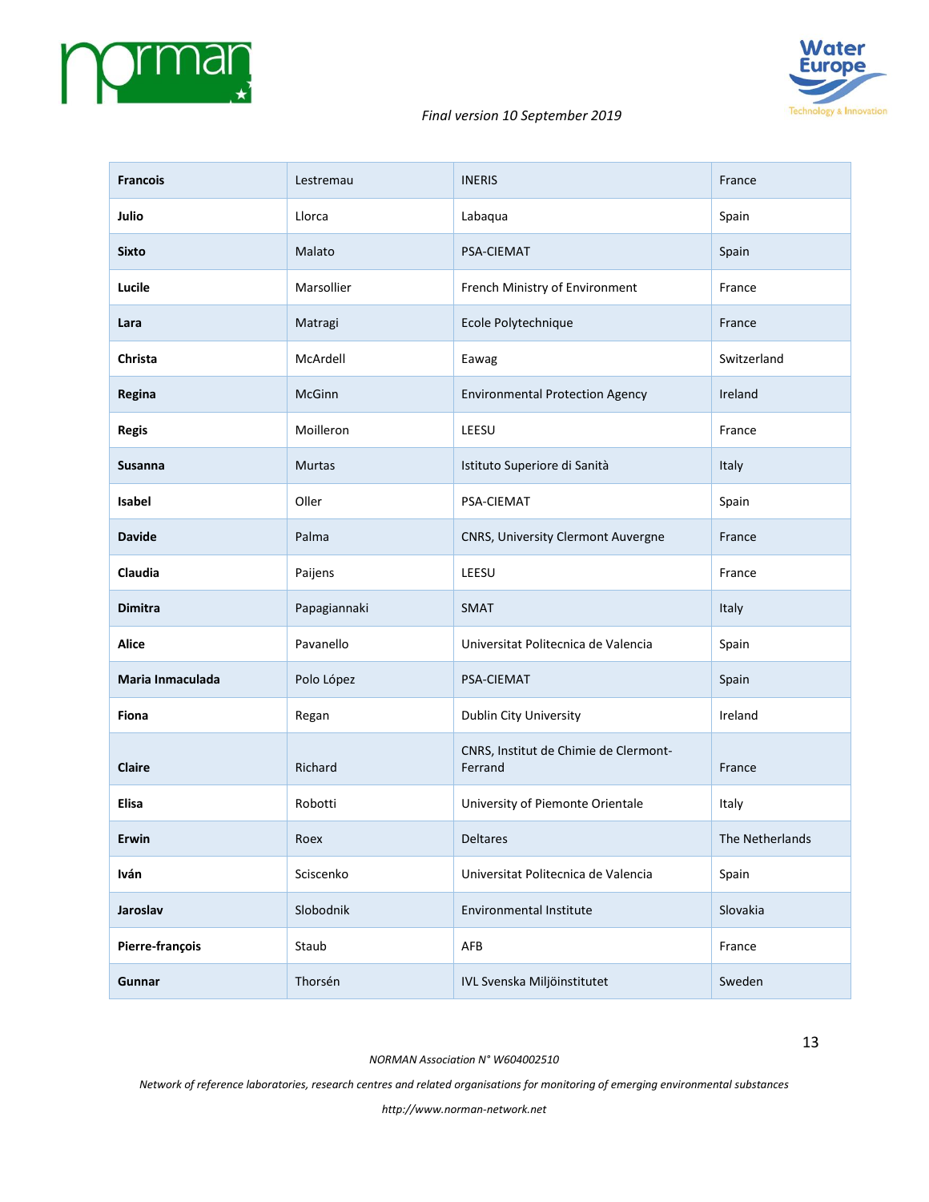| | | | |
|---|---|---|---|
| **Francois** | Lestremau | INERIS | France |
| **Julio** | Llorca | Labaqua | Spain |
| **Sixto** | Malato | PSA-CIEMAT | Spain |
| **Lucile** | Marsollier | French Ministry of Environment | France |
| **Lara** | Matragi | Ecole Polytechnique | France |
| **Christa** | McArdell | Eawag | Switzerland |
| **Regina** | McGinn | Environmental Protection Agency | Ireland |
| **Regis** | Moilleron | LEESU | France |
| **Susanna** | Murtas | Istituto Superiore di Sanità | Italy |
| **Isabel** | Oller | PSA-CIEMAT | Spain |
| **Davide** | Palma | CNRS, University Clermont Auvergne | France |
| **Claudia** | Paijens | LEESU | France |
| **Dimitra** | Papagiannaki | SMAT | Italy |
| **Alice** | Pavanello | Universitat Politecnica de Valencia | Spain |
| **Maria Inmaculada** | Polo López | PSA-CIEMAT | Spain |
| **Fiona** | Regan | Dublin City University | Ireland |
| **Claire** | Richard | CNRS, Institut de Chimie de Clermont-Ferrand | France |
| **Elisa** | Robotti | University of Piemonte Orientale | Italy |
| **Erwin** | Roex | Deltares | The Netherlands |
| **Iván** | Sciscenko | Universitat Politecnica de Valencia | Spain |
| **Jaroslav** | Slobodnik | Environmental Institute | Slovakia |
| **Pierre-françois** | Staub | AFB | France |
| **Gunnar** | Thorsén | IVL Svenska Miljöinstitutet | Sweden |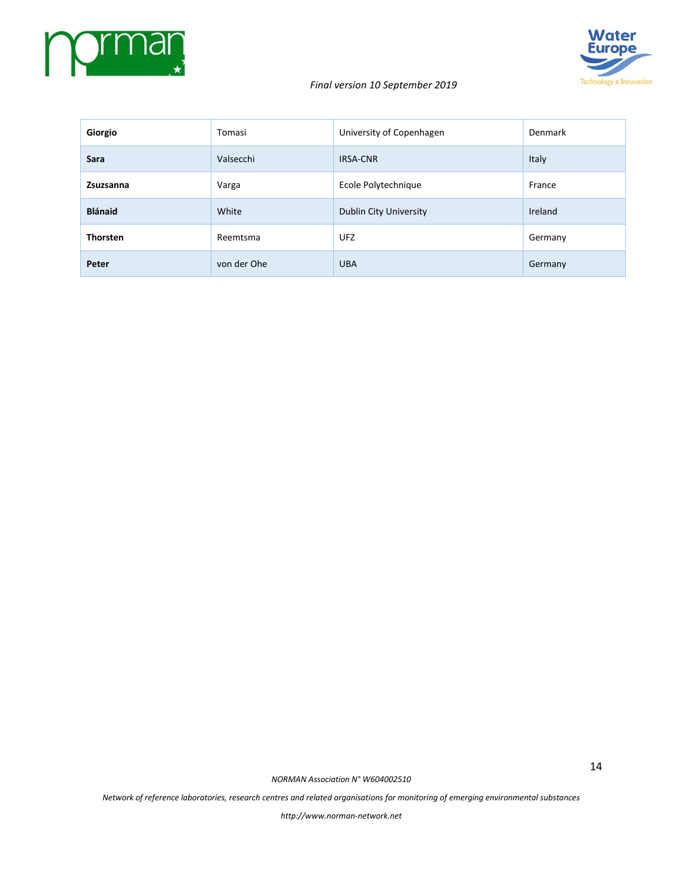| | | | |
|---|---|---|---|
| **Giorgio** | Tomasi | University of Copenhagen | Denmark |
| **Sara** | Valsecchi | IRSA-CNR | Italy |
| **Zsuzsanna** | Varga | Ecole Polytechnique | France |
| **Blánaid** | White | Dublin City University | Ireland |
| **Thorsten** | Reemtsma | UFZ | Germany |
| **Peter** | von der Ohe | UBA | Germany |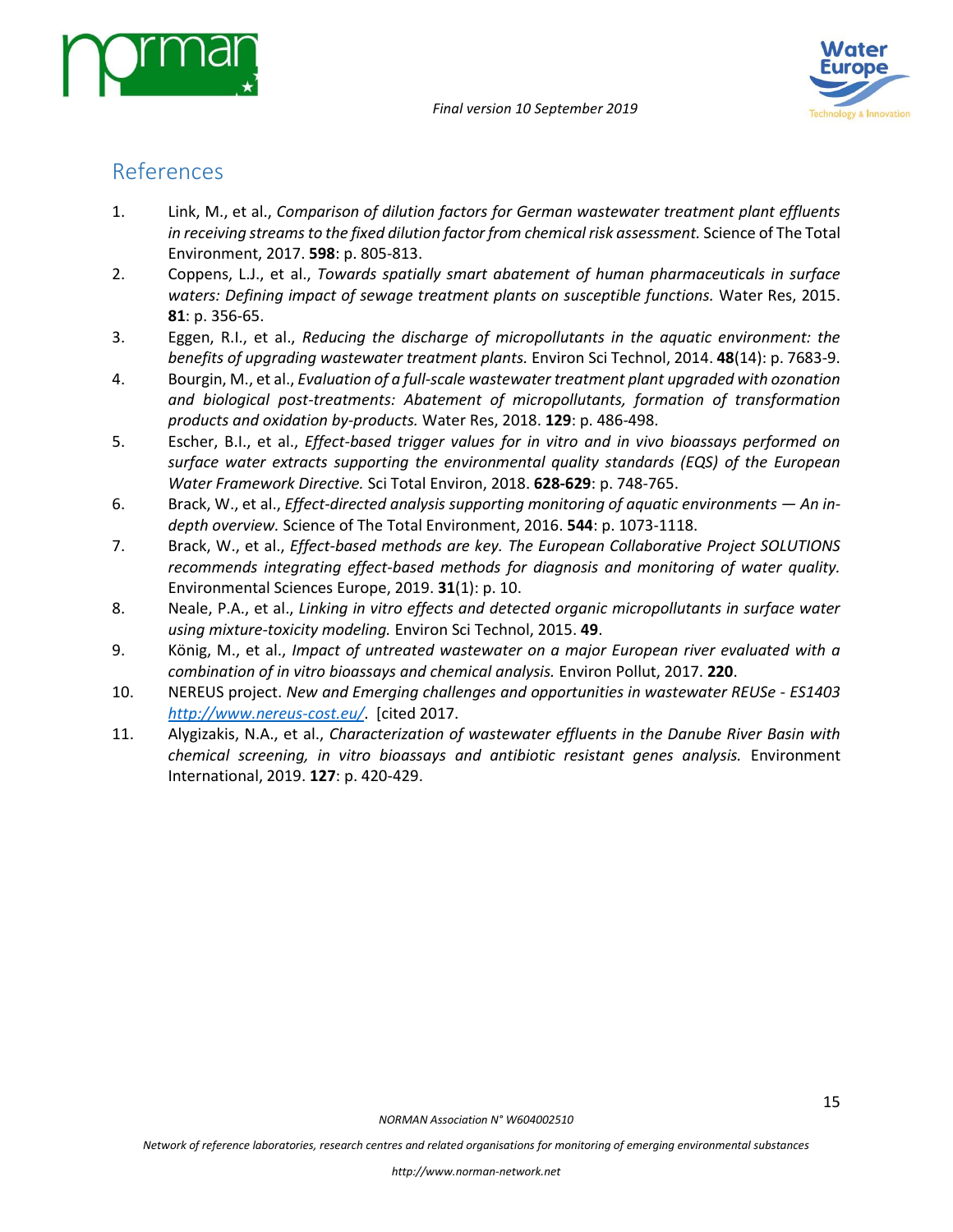## References

1. Link, M., et al., *Comparison of dilution factors for German wastewater treatment plant effluents in receiving streams to the fixed dilution factor from chemical risk assessment.* Science of The Total Environment, 2017. **598**: p. 805-813.
2. Coppens, L.J., et al., *Towards spatially smart abatement of human pharmaceuticals in surface waters: Defining impact of sewage treatment plants on susceptible functions.* Water Res, 2015. **81**: p. 356-65.
3. Eggen, R.I., et al., *Reducing the discharge of micropollutants in the aquatic environment: the benefits of upgrading wastewater treatment plants.* Environ Sci Technol, 2014. **48**(14): p. 7683-9.
4. Bourgin, M., et al., *Evaluation of a full-scale wastewater treatment plant upgraded with ozonation and biological post-treatments: Abatement of micropollutants, formation of transformation products and oxidation by-products.* Water Res, 2018. **129**: p. 486-498.
5. Escher, B.I., et al., *Effect-based trigger values for in vitro and in vivo bioassays performed on surface water extracts supporting the environmental quality standards (EQS) of the European Water Framework Directive.* Sci Total Environ, 2018. **628-629**: p. 748-765.
6. Brack, W., et al., *Effect-directed analysis supporting monitoring of aquatic environments — An in-depth overview.* Science of The Total Environment, 2016. **544**: p. 1073-1118.
7. Brack, W., et al., *Effect-based methods are key. The European Collaborative Project SOLUTIONS recommends integrating effect-based methods for diagnosis and monitoring of water quality.* Environmental Sciences Europe, 2019. **31**(1): p. 10.
8. Neale, P.A., et al., *Linking in vitro effects and detected organic micropollutants in surface water using mixture-toxicity modeling.* Environ Sci Technol, 2015. **49**.
9. König, M., et al., *Impact of untreated wastewater on a major European river evaluated with a combination of in vitro bioassays and chemical analysis.* Environ Pollut, 2017. **220**.
10. NEREUS project. *New and Emerging challenges and opportunities in wastewater REUSe - ES1403* *http://www.nereus-cost.eu/*. [cited 2017.
11. Alygizakis, N.A., et al., *Characterization of wastewater effluents in the Danube River Basin with chemical screening, in vitro bioassays and antibiotic resistant genes analysis.* Environment International, 2019. **127**: p. 420-429.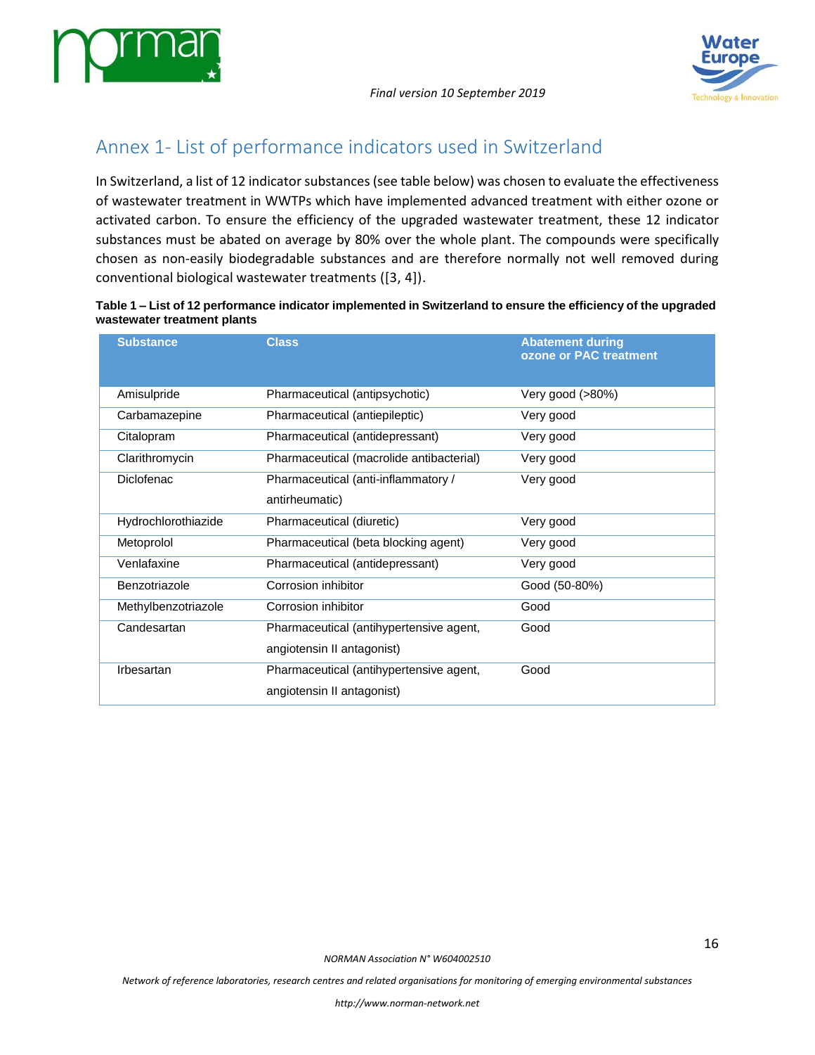## Annex 1- List of performance indicators used in Switzerland

In Switzerland, a list of 12 indicator substances (see table below) was chosen to evaluate the effectiveness of wastewater treatment in WWTPs which have implemented advanced treatment with either ozone or activated carbon. To ensure the efficiency of the upgraded wastewater treatment, these 12 indicator substances must be abated on average by 80% over the whole plant. The compounds were specifically chosen as non-easily biodegradable substances and are therefore normally not well removed during conventional biological wastewater treatments ([3, 4]).

**Table 1 – List of 12 performance indicator implemented in Switzerland to ensure the efficiency of the upgraded wastewater treatment plants**

| Substance | Class | Abatement during ozone or PAC treatment |
|---|---|---|
| Amisulpride | Pharmaceutical (antipsychotic) | Very good (>80%) |
| Carbamazepine | Pharmaceutical (antiepileptic) | Very good |
| Citalopram | Pharmaceutical (antidepressant) | Very good |
| Clarithromycin | Pharmaceutical (macrolide antibacterial) | Very good |
| Diclofenac | Pharmaceutical (anti-inflammatory / antirheumatic) | Very good |
| Hydrochlorothiazide | Pharmaceutical (diuretic) | Very good |
| Metoprolol | Pharmaceutical (beta blocking agent) | Very good |
| Venlafaxine | Pharmaceutical (antidepressant) | Very good |
| Benzotriazole | Corrosion inhibitor | Good (50-80%) |
| Methylbenzotriazole | Corrosion inhibitor | Good |
| Candesartan | Pharmaceutical (antihypertensive agent, angiotensin II antagonist) | Good |
| Irbesartan | Pharmaceutical (antihypertensive agent, angiotensin II antagonist) | Good |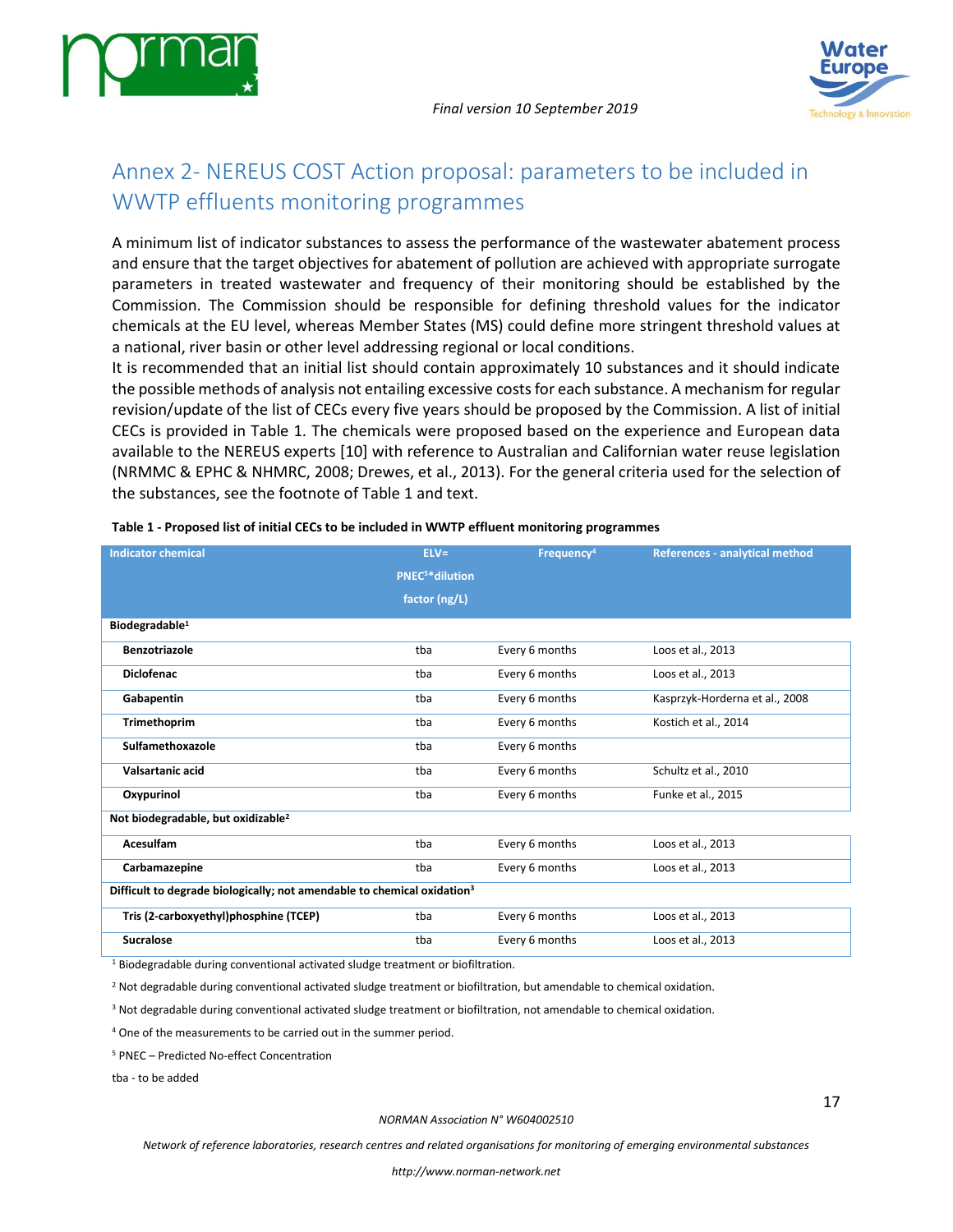# Annex 2- NEREUS COST Action proposal: parameters to be included in WWTP effluents monitoring programmes

A minimum list of indicator substances to assess the performance of the wastewater abatement process and ensure that the target objectives for abatement of pollution are achieved with appropriate surrogate parameters in treated wastewater and frequency of their monitoring should be established by the Commission. The Commission should be responsible for defining threshold values for the indicator chemicals at the EU level, whereas Member States (MS) could define more stringent threshold values at a national, river basin or other level addressing regional or local conditions.

It is recommended that an initial list should contain approximately 10 substances and it should indicate the possible methods of analysis not entailing excessive costs for each substance. A mechanism for regular revision/update of the list of CECs every five years should be proposed by the Commission. A list of initial CECs is provided in Table 1. The chemicals were proposed based on the experience and European data available to the NEREUS experts [10] with reference to Australian and Californian water reuse legislation (NRMMC & EPHC & NHMRC, 2008; Drewes, et al., 2013). For the general criteria used for the selection of the substances, see the footnote of Table 1 and text.

**Table 1 - Proposed list of initial CECs to be included in WWTP effluent monitoring programmes**

| Indicator chemical | ELV= PNEC[5]*dilution factor (ng/L) | Frequency[4] | References - analytical method |
|---|---|---|---|
| **Biodegradable[1]** | | | |
| **Benzotriazole** | tba | Every 6 months | Loos et al., 2013 |
| **Diclofenac** | tba | Every 6 months | Loos et al., 2013 |
| **Gabapentin** | tba | Every 6 months | Kasprzyk-Hordern et al., 2008 |
| **Trimethoprim** | tba | Every 6 months | Kostich et al., 2014 |
| **Sulfamethoxazole** | tba | Every 6 months | |
| **Valsartanic acid** | tba | Every 6 months | Schultz et al., 2010 |
| **Oxypurinol** | tba | Every 6 months | Funke et al., 2015 |
| **Not biodegradable, but oxidizable[2]** | | | |
| **Acesulfam** | tba | Every 6 months | Loos et al., 2013 |
| **Carbamazepine** | tba | Every 6 months | Loos et al., 2013 |
| **Difficult to degrade biologically; not amendable to chemical oxidation[3]** | | | |
| **Tris (2-carboxyethyl)phosphine (TCEP)** | tba | Every 6 months | Loos et al., 2013 |
| **Sucralose** | tba | Every 6 months | Loos et al., 2013 |

[1] Biodegradable during conventional activated sludge treatment or biofiltration.

[2] Not degradable during conventional activated sludge treatment or biofiltration, but amendable to chemical oxidation.

[3] Not degradable during conventional activated sludge treatment or biofiltration, not amendable to chemical oxidation.

[4] One of the measurements to be carried out in the summer period.

[5] PNEC – Predicted No-effect Concentration

tba - to be added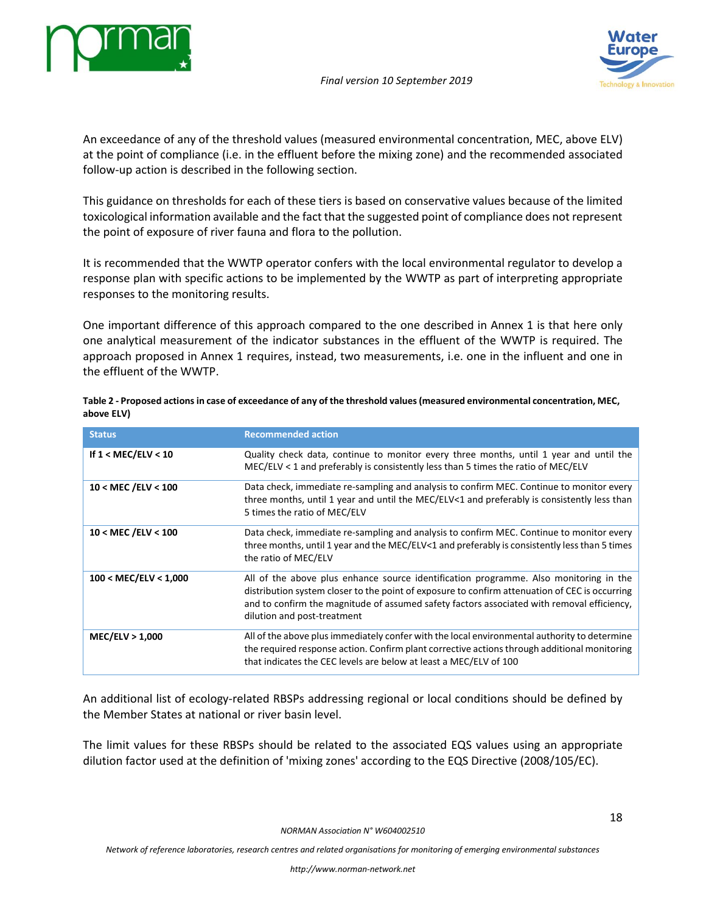An exceedance of any of the threshold values (measured environmental concentration, MEC, above ELV) at the point of compliance (i.e. in the effluent before the mixing zone) and the recommended associated follow-up action is described in the following section.

This guidance on thresholds for each of these tiers is based on conservative values because of the limited toxicological information available and the fact that the suggested point of compliance does not represent the point of exposure of river fauna and flora to the pollution.

It is recommended that the WWTP operator confers with the local environmental regulator to develop a response plan with specific actions to be implemented by the WWTP as part of interpreting appropriate responses to the monitoring results.

One important difference of this approach compared to the one described in Annex 1 is that here only one analytical measurement of the indicator substances in the effluent of the WWTP is required. The approach proposed in Annex 1 requires, instead, two measurements, i.e. one in the influent and one in the effluent of the WWTP.

**Table 2 - Proposed actions in case of exceedance of any of the threshold values (measured environmental concentration, MEC, above ELV)**

| Status | Recommended action |
|---|---|
| **If 1 < MEC/ELV < 10** | Quality check data, continue to monitor every three months, until 1 year and until the MEC/ELV < 1 and preferably is consistently less than 5 times the ratio of MEC/ELV |
| **10 < MEC /ELV < 100** | Data check, immediate re-sampling and analysis to confirm MEC. Continue to monitor every three months, until 1 year and until the MEC/ELV<1 and preferably is consistently less than 5 times the ratio of MEC/ELV |
| **10 < MEC /ELV < 100** | Data check, immediate re-sampling and analysis to confirm MEC. Continue to monitor every three months, until 1 year and the MEC/ELV<1 and preferably is consistently less than 5 times the ratio of MEC/ELV |
| **100 < MEC/ELV < 1,000** | All of the above plus enhance source identification programme. Also monitoring in the distribution system closer to the point of exposure to confirm attenuation of CEC is occurring and to confirm the magnitude of assumed safety factors associated with removal efficiency, dilution and post-treatment |
| **MEC/ELV > 1,000** | All of the above plus immediately confer with the local environmental authority to determine the required response action. Confirm plant corrective actions through additional monitoring that indicates the CEC levels are below at least a MEC/ELV of 100 |

An additional list of ecology-related RBSPs addressing regional or local conditions should be defined by the Member States at national or river basin level.

The limit values for these RBSPs should be related to the associated EQS values using an appropriate dilution factor used at the definition of 'mixing zones' according to the EQS Directive (2008/105/EC).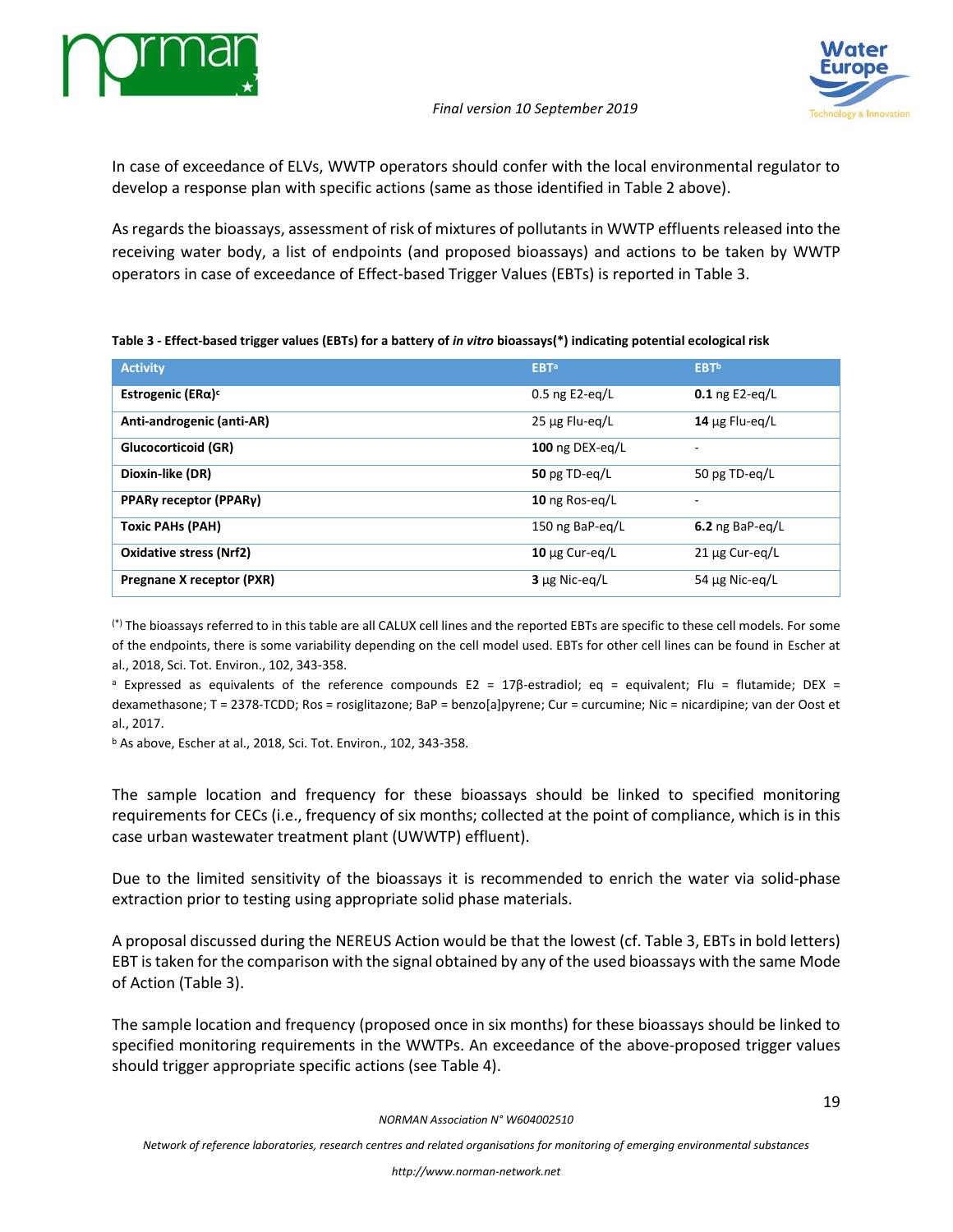In case of exceedance of ELVs, WWTP operators should confer with the local environmental regulator to develop a response plan with specific actions (same as those identified in Table 2 above).

As regards the bioassays, assessment of risk of mixtures of pollutants in WWTP effluents released into the receiving water body, a list of endpoints (and proposed bioassays) and actions to be taken by WWTP operators in case of exceedance of Effect-based Trigger Values (EBTs) is reported in Table 3.

**Table 3 - Effect-based trigger values (EBTs) for a battery of *in vitro* bioassays(*) indicating potential ecological risk**

| Activity | EBT[a] | EBT[b] |
|---|---|---|
| **Estrogenic (ERα)[c]** | 0.5 ng E2-eq/L | **0.1** ng E2-eq/L |
| **Anti-androgenic (anti-AR)** | 25 µg Flu-eq/L | **14** µg Flu-eq/L |
| **Glucocorticoid (GR)** | **100** ng DEX-eq/L | - |
| **Dioxin-like (DR)** | **50** pg TD-eq/L | 50 pg TD-eq/L |
| **PPARγ receptor (PPARγ)** | **10** ng Ros-eq/L | - |
| **Toxic PAHs (PAH)** | 150 ng BaP-eq/L | **6.2** ng BaP-eq/L |
| **Oxidative stress (Nrf2)** | **10** µg Cur-eq/L | 21 µg Cur-eq/L |
| **Pregnane X receptor (PXR)** | **3** µg Nic-eq/L | 54 µg Nic-eq/L |

(*) The bioassays referred to in this table are all CALUX cell lines and the reported EBTs are specific to these cell models. For some of the endpoints, there is some variability depending on the cell model used. EBTs for other cell lines can be found in Escher at al., 2018, Sci. Tot. Environ., 102, 343-358.

[a] Expressed as equivalents of the reference compounds E2 = 17β-estradiol; eq = equivalent; Flu = flutamide; DEX = dexamethasone; T = 2378-TCDD; Ros = rosiglitazone; BaP = benzo[a]pyrene; Cur = curcumine; Nic = nicardipine; van der Oost et al., 2017.

[b] As above, Escher at al., 2018, Sci. Tot. Environ., 102, 343-358.

The sample location and frequency for these bioassays should be linked to specified monitoring requirements for CECs (i.e., frequency of six months; collected at the point of compliance, which is in this case urban wastewater treatment plant (UWWTP) effluent).

Due to the limited sensitivity of the bioassays it is recommended to enrich the water via solid-phase extraction prior to testing using appropriate solid phase materials.

A proposal discussed during the NEREUS Action would be that the lowest (cf. Table 3, EBTs in bold letters) EBT is taken for the comparison with the signal obtained by any of the used bioassays with the same Mode of Action (Table 3).

The sample location and frequency (proposed once in six months) for these bioassays should be linked to specified monitoring requirements in the WWTPs. An exceedance of the above-proposed trigger values should trigger appropriate specific actions (see Table 4).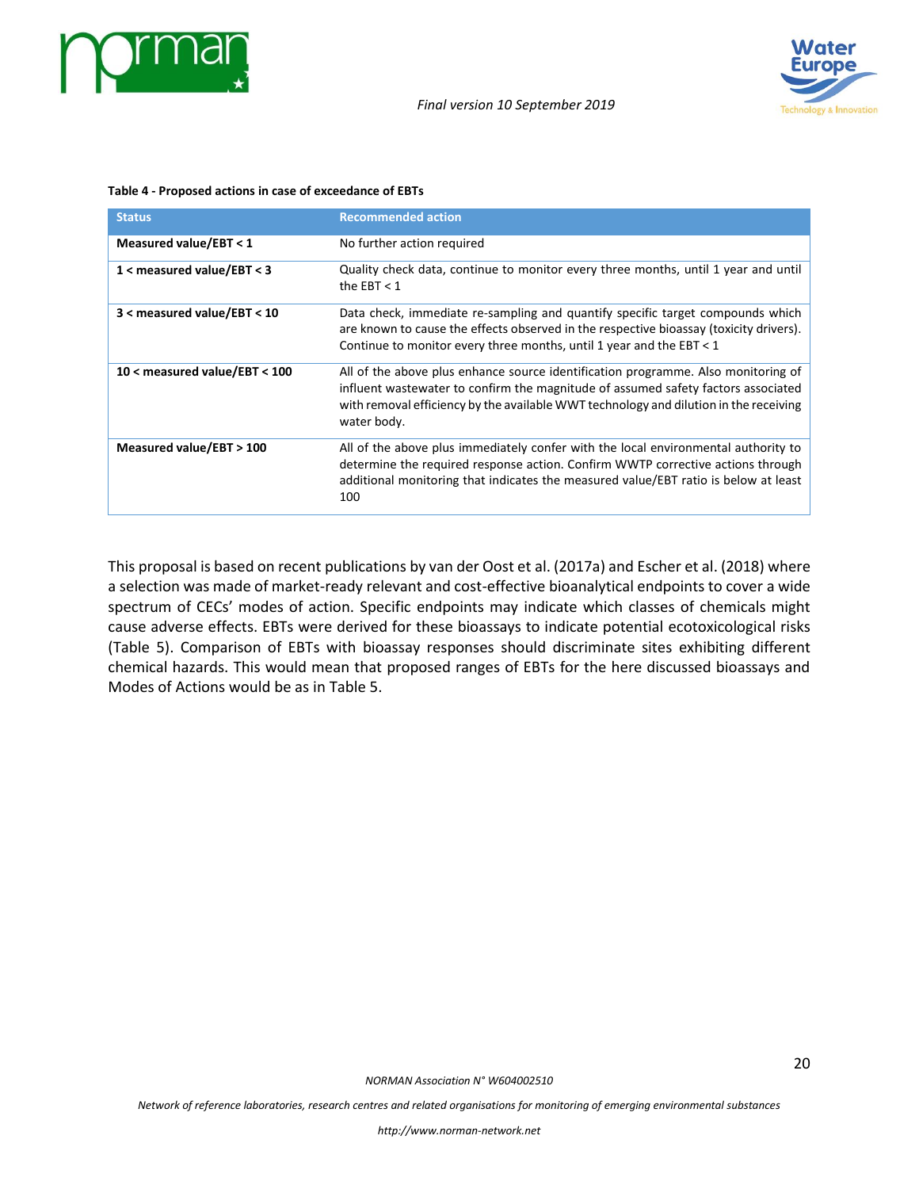**Table 4 - Proposed actions in case of exceedance of EBTs**

| Status | Recommended action |
|---|---|
| **Measured value/EBT < 1** | No further action required |
| **1 < measured value/EBT < 3** | Quality check data, continue to monitor every three months, until 1 year and until the EBT < 1 |
| **3 < measured value/EBT < 10** | Data check, immediate re-sampling and quantify specific target compounds which are known to cause the effects observed in the respective bioassay (toxicity drivers). Continue to monitor every three months, until 1 year and the EBT < 1 |
| **10 < measured value/EBT < 100** | All of the above plus enhance source identification programme. Also monitoring of influent wastewater to confirm the magnitude of assumed safety factors associated with removal efficiency by the available WWT technology and dilution in the receiving water body. |
| **Measured value/EBT > 100** | All of the above plus immediately confer with the local environmental authority to determine the required response action. Confirm WWTP corrective actions through additional monitoring that indicates the measured value/EBT ratio is below at least 100 |

This proposal is based on recent publications by van der Oost et al. (2017a) and Escher et al. (2018) where a selection was made of market-ready relevant and cost-effective bioanalytical endpoints to cover a wide spectrum of CECs' modes of action. Specific endpoints may indicate which classes of chemicals might cause adverse effects. EBTs were derived for these bioassays to indicate potential ecotoxicological risks (Table 5). Comparison of EBTs with bioassay responses should discriminate sites exhibiting different chemical hazards. This would mean that proposed ranges of EBTs for the here discussed bioassays and Modes of Actions would be as in Table 5.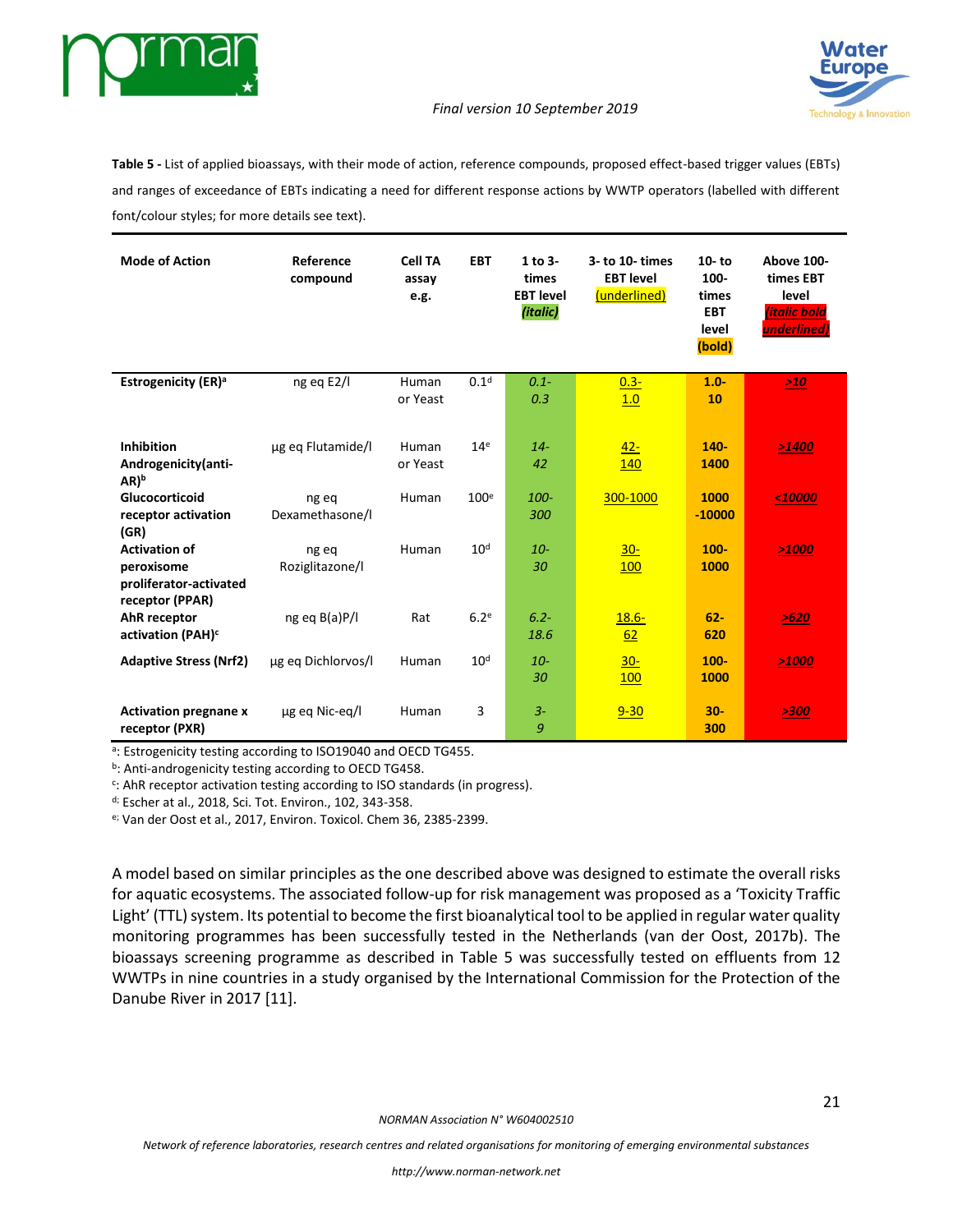**Table 5 -** List of applied bioassays, with their mode of action, reference compounds, proposed effect-based trigger values (EBTs) and ranges of exceedance of EBTs indicating a need for different response actions by WWTP operators (labelled with different font/colour styles; for more details see text).

| Mode of Action | Reference compound | Cell TA assay e.g. | EBT | 1 to 3-times EBT level *(italic)* | 3- to 10- times EBT level <u>(underlined)</u> | 10- to 100- times EBT level **(bold)** | Above 100-times EBT level ***<u>(italic bold underlined)</u>*** |
|---|---|---|---|---|---|---|---|
| **Estrogenicity (ER)[a]** | ng eq E2/l | Human or Yeast | 0.1[d] | *0.1-0.3* | <u>0.3-1.0</u> | **1.0-10** | ***<u>>10</u>*** |
| **Inhibition Androgenicity(anti-AR)[b]** | µg eq Flutamide/l | Human or Yeast | 14[e] | *14-42* | <u>42-140</u> | **140-1400** | ***<u>>1400</u>*** |
| **Glucocorticoid receptor activation (GR)** | ng eq Dexamethasone/l | Human | 100[e] | *100-300* | <u>300-1000</u> | **1000 -10000** | ***<u><10000</u>*** |
| **Activation of peroxisome proliferator-activated receptor (PPAR)** | ng eq Roziglitazone/l | Human | 10[d] | *10-30* | <u>30-100</u> | **100-1000** | ***<u>>1000</u>*** |
| **AhR receptor activation (PAH)[c]** | ng eq B(a)P/l | Rat | 6.2[e] | *6.2-18.6* | <u>18.6-62</u> | **62-620** | ***<u>>620</u>*** |
| **Adaptive Stress (Nrf2)** | µg eq Dichlorvos/l | Human | 10[d] | *10-30* | <u>30-100</u> | **100-1000** | ***<u>>1000</u>*** |
| **Activation pregnane x receptor (PXR)** | µg eq Nic-eq/l | Human | 3 | *3-9* | <u>9-30</u> | **30-300** | ***<u>>300</u>*** |

[a]: Estrogenicity testing according to ISO19040 and OECD TG455.
[b]: Anti-androgenicity testing according to OECD TG458.
[c]: AhR receptor activation testing according to ISO standards (in progress).
[d]: Escher at al., 2018, Sci. Tot. Environ., 102, 343-358.
[e]: Van der Oost et al., 2017, Environ. Toxicol. Chem 36, 2385-2399.

A model based on similar principles as the one described above was designed to estimate the overall risks for aquatic ecosystems. The associated follow-up for risk management was proposed as a 'Toxicity Traffic Light' (TTL) system. Its potential to become the first bioanalytical tool to be applied in regular water quality monitoring programmes has been successfully tested in the Netherlands (van der Oost, 2017b). The bioassays screening programme as described in Table 5 was successfully tested on effluents from 12 WWTPs in nine countries in a study organised by the International Commission for the Protection of the Danube River in 2017 [11].